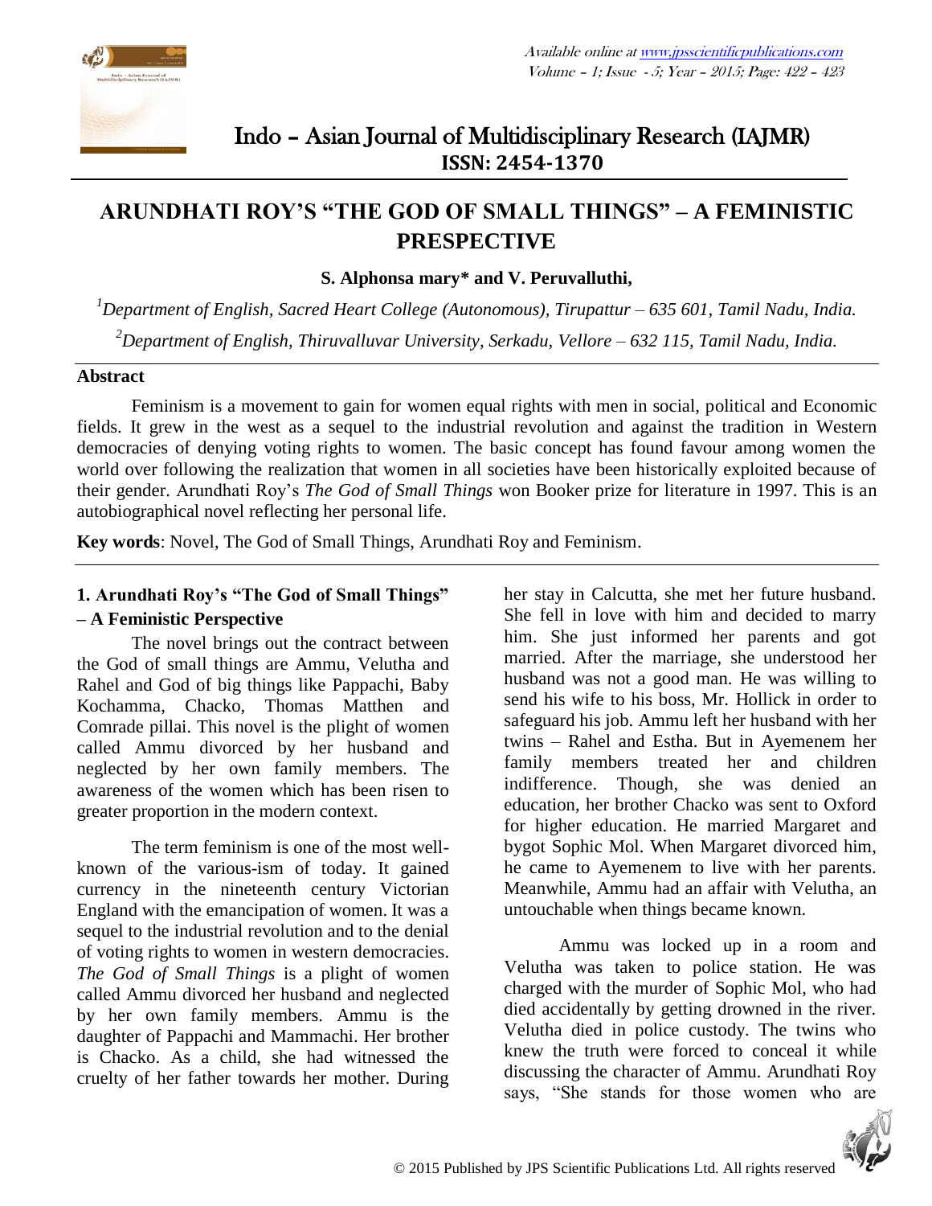# Indo – Asian Journal of Multidisciplinary Research (IAJMR)

**ISSN: 2454-1370**

# ARUNDHATI ROY'S "THE GOD OF SMALL THINGS" – A FEMINISTIC PRESPECTIVE

**S. Alphonsa mary\* and V. Peruvalluthi,**

[1]*Department of English, Sacred Heart College (Autonomous), Tirupattur – 635 601, Tamil Nadu, India.*

[2]*Department of English, Thiruvalluvar University, Serkadu, Vellore – 632 115, Tamil Nadu, India.*

## Abstract

Feminism is a movement to gain for women equal rights with men in social, political and Economic fields. It grew in the west as a sequel to the industrial revolution and against the tradition in Western democracies of denying voting rights to women. The basic concept has found favour among women the world over following the realization that women in all societies have been historically exploited because of their gender. Arundhati Roy's *The God of Small Things* won Booker prize for literature in 1997. This is an autobiographical novel reflecting her personal life.

**Key words**: Novel, The God of Small Things, Arundhati Roy and Feminism.

## 1. Arundhati Roy's "The God of Small Things" – A Feministic Perspective

The novel brings out the contract between the God of small things are Ammu, Velutha and Rahel and God of big things like Pappachi, Baby Kochamma, Chacko, Thomas Matthen and Comrade pillai. This novel is the plight of women called Ammu divorced by her husband and neglected by her own family members. The awareness of the women which has been risen to greater proportion in the modern context.

The term feminism is one of the most well-known of the various-ism of today. It gained currency in the nineteenth century Victorian England with the emancipation of women. It was a sequel to the industrial revolution and to the denial of voting rights to women in western democracies. *The God of Small Things* is a plight of women called Ammu divorced her husband and neglected by her own family members. Ammu is the daughter of Pappachi and Mammachi. Her brother is Chacko. As a child, she had witnessed the cruelty of her father towards her mother. During her stay in Calcutta, she met her future husband. She fell in love with him and decided to marry him. She just informed her parents and got married. After the marriage, she understood her husband was not a good man. He was willing to send his wife to his boss, Mr. Hollick in order to safeguard his job. Ammu left her husband with her twins – Rahel and Estha. But in Ayemenem her family members treated her and children indifference. Though, she was denied an education, her brother Chacko was sent to Oxford for higher education. He married Margaret and bygot Sophic Mol. When Margaret divorced him, he came to Ayemenem to live with her parents. Meanwhile, Ammu had an affair with Velutha, an untouchable when things became known.

Ammu was locked up in a room and Velutha was taken to police station. He was charged with the murder of Sophic Mol, who had died accidentally by getting drowned in the river. Velutha died in police custody. The twins who knew the truth were forced to conceal it while discussing the character of Ammu. Arundhati Roy says, "She stands for those women who are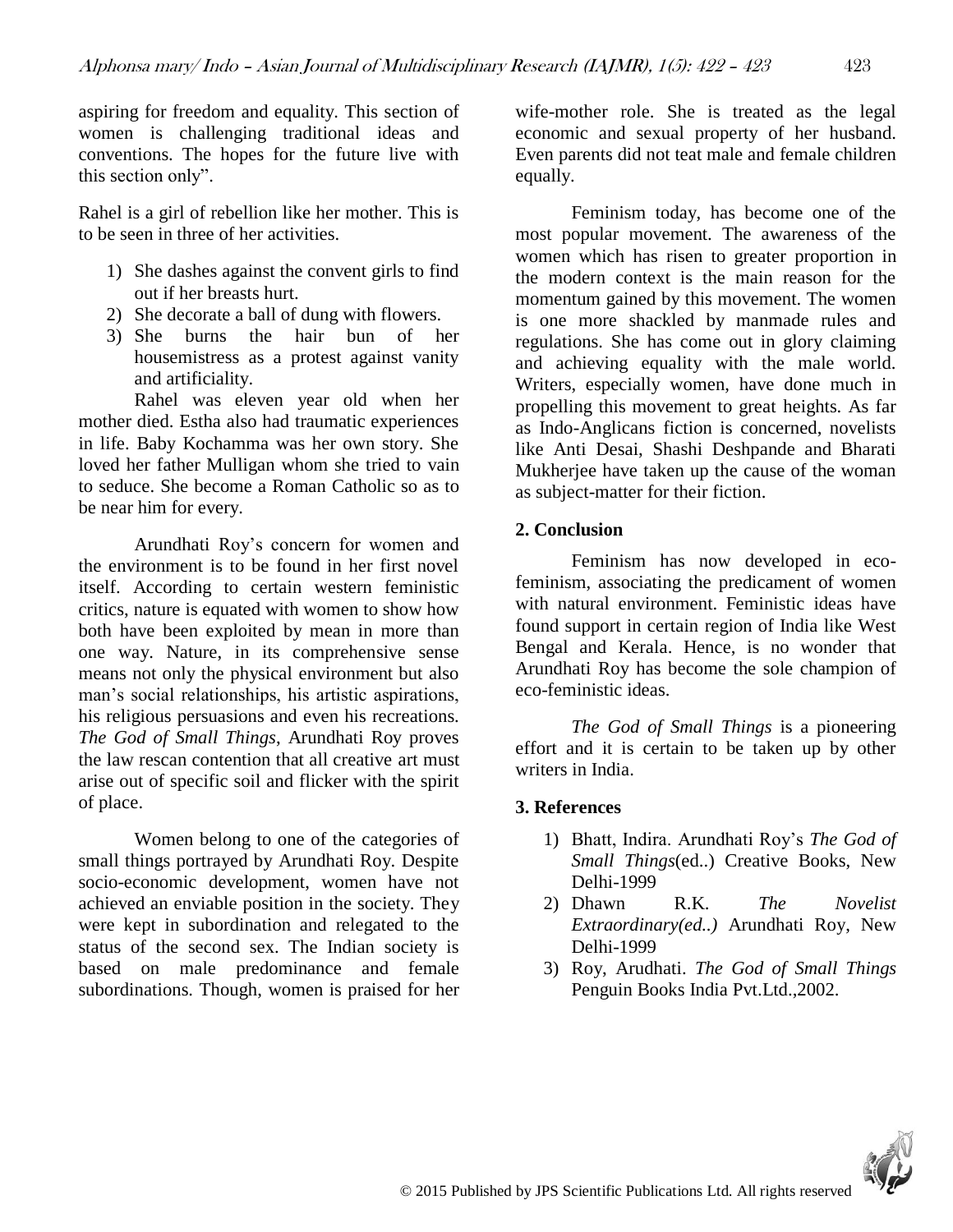aspiring for freedom and equality. This section of women is challenging traditional ideas and conventions. The hopes for the future live with this section only".

Rahel is a girl of rebellion like her mother. This is to be seen in three of her activities.

1) She dashes against the convent girls to find out if her breasts hurt.
2) She decorate a ball of dung with flowers.
3) She burns the hair bun of her housemistress as a protest against vanity and artificiality.

Rahel was eleven year old when her mother died. Estha also had traumatic experiences in life. Baby Kochamma was her own story. She loved her father Mulligan whom she tried to vain to seduce. She become a Roman Catholic so as to be near him for every.

Arundhati Roy's concern for women and the environment is to be found in her first novel itself. According to certain western feministic critics, nature is equated with women to show how both have been exploited by mean in more than one way. Nature, in its comprehensive sense means not only the physical environment but also man's social relationships, his artistic aspirations, his religious persuasions and even his recreations. *The God of Small Things*, Arundhati Roy proves the law rescan contention that all creative art must arise out of specific soil and flicker with the spirit of place.

Women belong to one of the categories of small things portrayed by Arundhati Roy. Despite socio-economic development, women have not achieved an enviable position in the society. They were kept in subordination and relegated to the status of the second sex. The Indian society is based on male predominance and female subordinations. Though, women is praised for her wife-mother role. She is treated as the legal economic and sexual property of her husband. Even parents did not teat male and female children equally.

Feminism today, has become one of the most popular movement. The awareness of the women which has risen to greater proportion in the modern context is the main reason for the momentum gained by this movement. The women is one more shackled by manmade rules and regulations. She has come out in glory claiming and achieving equality with the male world. Writers, especially women, have done much in propelling this movement to great heights. As far as Indo-Anglicans fiction is concerned, novelists like Anti Desai, Shashi Deshpande and Bharati Mukherjee have taken up the cause of the woman as subject-matter for their fiction.

## 2. Conclusion

Feminism has now developed in eco-feminism, associating the predicament of women with natural environment. Feministic ideas have found support in certain region of India like West Bengal and Kerala. Hence, is no wonder that Arundhati Roy has become the sole champion of eco-feministic ideas.

*The God of Small Things* is a pioneering effort and it is certain to be taken up by other writers in India.

## 3. References

1) Bhatt, Indira. Arundhati Roy's *The God of Small Things*(ed..) Creative Books, New Delhi-1999
2) Dhawn R.K. *The Novelist Extraordinary(ed..)* Arundhati Roy, New Delhi-1999
3) Roy, Arudhati. *The God of Small Things* Penguin Books India Pvt.Ltd.,2002.